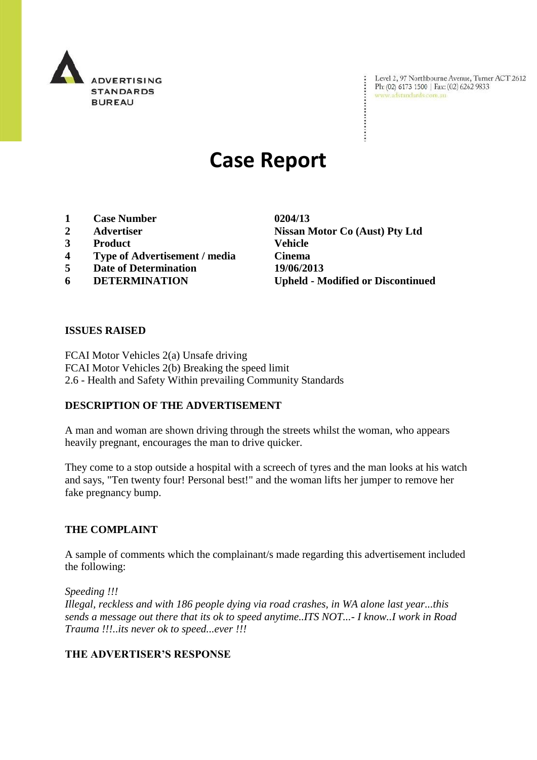ADVERTISING STANDARDS BUREAU

Level 2, 97 Northbourne Avenue, Turner ACT 2612
Ph: (02) 6173 1500 | Fax: (02) 6262 9833
www.adstandards.com.au

# Case Report

| | | |
|---|---|---|
| **1** | **Case Number** | **0204/13** |
| **2** | **Advertiser** | **Nissan Motor Co (Aust) Pty Ltd** |
| **3** | **Product** | **Vehicle** |
| **4** | **Type of Advertisement / media** | **Cinema** |
| **5** | **Date of Determination** | **19/06/2013** |
| **6** | **DETERMINATION** | **Upheld - Modified or Discontinued** |

## ISSUES RAISED

FCAI Motor Vehicles 2(a) Unsafe driving
FCAI Motor Vehicles 2(b) Breaking the speed limit
2.6 - Health and Safety Within prevailing Community Standards

## DESCRIPTION OF THE ADVERTISEMENT

A man and woman are shown driving through the streets whilst the woman, who appears heavily pregnant, encourages the man to drive quicker.

They come to a stop outside a hospital with a screech of tyres and the man looks at his watch and says, "Ten twenty four! Personal best!" and the woman lifts her jumper to remove her fake pregnancy bump.

## THE COMPLAINT

A sample of comments which the complainant/s made regarding this advertisement included the following:

*Speeding !!!*
*Illegal, reckless and with 186 people dying via road crashes, in WA alone last year...this sends a message out there that its ok to speed anytime..ITS NOT...- I know..I work in Road Trauma !!!..its never ok to speed...ever !!!*

## THE ADVERTISER'S RESPONSE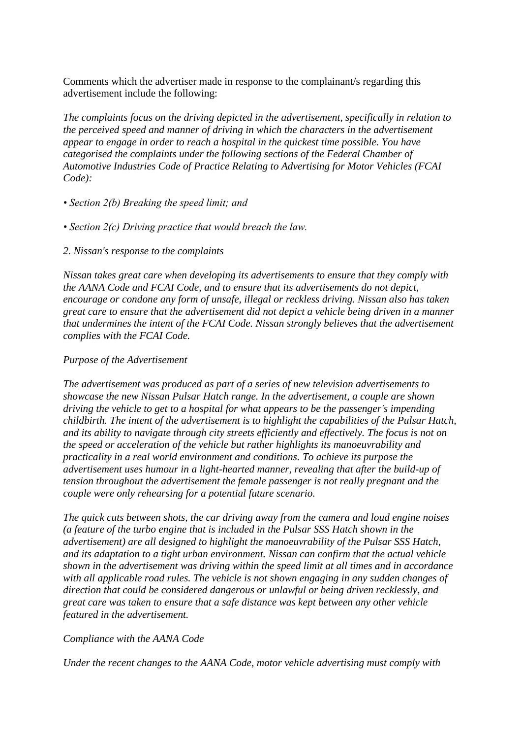Comments which the advertiser made in response to the complainant/s regarding this advertisement include the following:

*The complaints focus on the driving depicted in the advertisement, specifically in relation to the perceived speed and manner of driving in which the characters in the advertisement appear to engage in order to reach a hospital in the quickest time possible. You have categorised the complaints under the following sections of the Federal Chamber of Automotive Industries Code of Practice Relating to Advertising for Motor Vehicles (FCAI Code):*

- *Section 2(b) Breaking the speed limit; and*
- *Section 2(c) Driving practice that would breach the law.*

*2. Nissan's response to the complaints*

*Nissan takes great care when developing its advertisements to ensure that they comply with the AANA Code and FCAI Code, and to ensure that its advertisements do not depict, encourage or condone any form of unsafe, illegal or reckless driving. Nissan also has taken great care to ensure that the advertisement did not depict a vehicle being driven in a manner that undermines the intent of the FCAI Code. Nissan strongly believes that the advertisement complies with the FCAI Code.*

*Purpose of the Advertisement*

*The advertisement was produced as part of a series of new television advertisements to showcase the new Nissan Pulsar Hatch range. In the advertisement, a couple are shown driving the vehicle to get to a hospital for what appears to be the passenger's impending childbirth. The intent of the advertisement is to highlight the capabilities of the Pulsar Hatch, and its ability to navigate through city streets efficiently and effectively. The focus is not on the speed or acceleration of the vehicle but rather highlights its manoeuvrability and practicality in a real world environment and conditions. To achieve its purpose the advertisement uses humour in a light-hearted manner, revealing that after the build-up of tension throughout the advertisement the female passenger is not really pregnant and the couple were only rehearsing for a potential future scenario.*

*The quick cuts between shots, the car driving away from the camera and loud engine noises (a feature of the turbo engine that is included in the Pulsar SSS Hatch shown in the advertisement) are all designed to highlight the manoeuvrability of the Pulsar SSS Hatch, and its adaptation to a tight urban environment. Nissan can confirm that the actual vehicle shown in the advertisement was driving within the speed limit at all times and in accordance with all applicable road rules. The vehicle is not shown engaging in any sudden changes of direction that could be considered dangerous or unlawful or being driven recklessly, and great care was taken to ensure that a safe distance was kept between any other vehicle featured in the advertisement.*

*Compliance with the AANA Code*

*Under the recent changes to the AANA Code, motor vehicle advertising must comply with*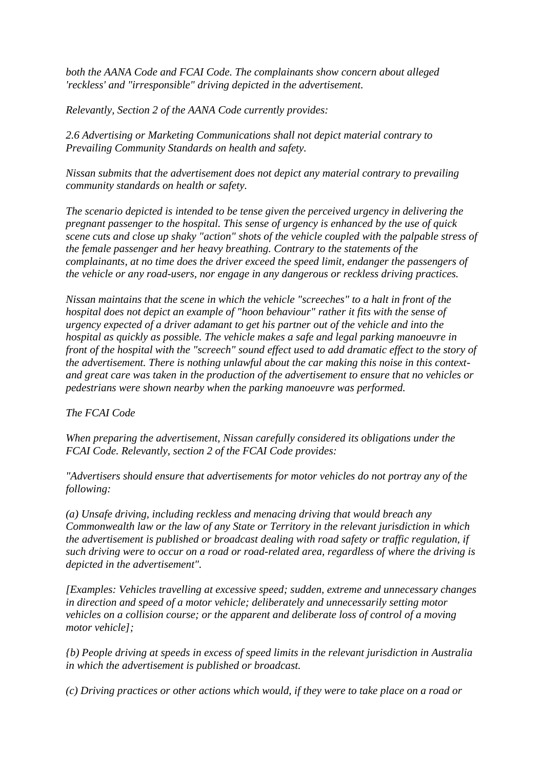*both the AANA Code and FCAI Code. The complainants show concern about alleged 'reckless' and "irresponsible" driving depicted in the advertisement.*

*Relevantly, Section 2 of the AANA Code currently provides:*

*2.6 Advertising or Marketing Communications shall not depict material contrary to Prevailing Community Standards on health and safety.*

*Nissan submits that the advertisement does not depict any material contrary to prevailing community standards on health or safety.*

*The scenario depicted is intended to be tense given the perceived urgency in delivering the pregnant passenger to the hospital. This sense of urgency is enhanced by the use of quick scene cuts and close up shaky "action" shots of the vehicle coupled with the palpable stress of the female passenger and her heavy breathing. Contrary to the statements of the complainants, at no time does the driver exceed the speed limit, endanger the passengers of the vehicle or any road-users, nor engage in any dangerous or reckless driving practices.*

*Nissan maintains that the scene in which the vehicle "screeches" to a halt in front of the hospital does not depict an example of "hoon behaviour" rather it fits with the sense of urgency expected of a driver adamant to get his partner out of the vehicle and into the hospital as quickly as possible. The vehicle makes a safe and legal parking manoeuvre in front of the hospital with the "screech" sound effect used to add dramatic effect to the story of the advertisement. There is nothing unlawful about the car making this noise in this context- and great care was taken in the production of the advertisement to ensure that no vehicles or pedestrians were shown nearby when the parking manoeuvre was performed.*

*The FCAI Code*

*When preparing the advertisement, Nissan carefully considered its obligations under the FCAI Code. Relevantly, section 2 of the FCAI Code provides:*

*"Advertisers should ensure that advertisements for motor vehicles do not portray any of the following:*

*(a) Unsafe driving, including reckless and menacing driving that would breach any Commonwealth law or the law of any State or Territory in the relevant jurisdiction in which the advertisement is published or broadcast dealing with road safety or traffic regulation, if such driving were to occur on a road or road-related area, regardless of where the driving is depicted in the advertisement".*

*[Examples: Vehicles travelling at excessive speed; sudden, extreme and unnecessary changes in direction and speed of a motor vehicle; deliberately and unnecessarily setting motor vehicles on a collision course; or the apparent and deliberate loss of control of a moving motor vehicle];*

*{b) People driving at speeds in excess of speed limits in the relevant jurisdiction in Australia in which the advertisement is published or broadcast.*

*(c) Driving practices or other actions which would, if they were to take place on a road or*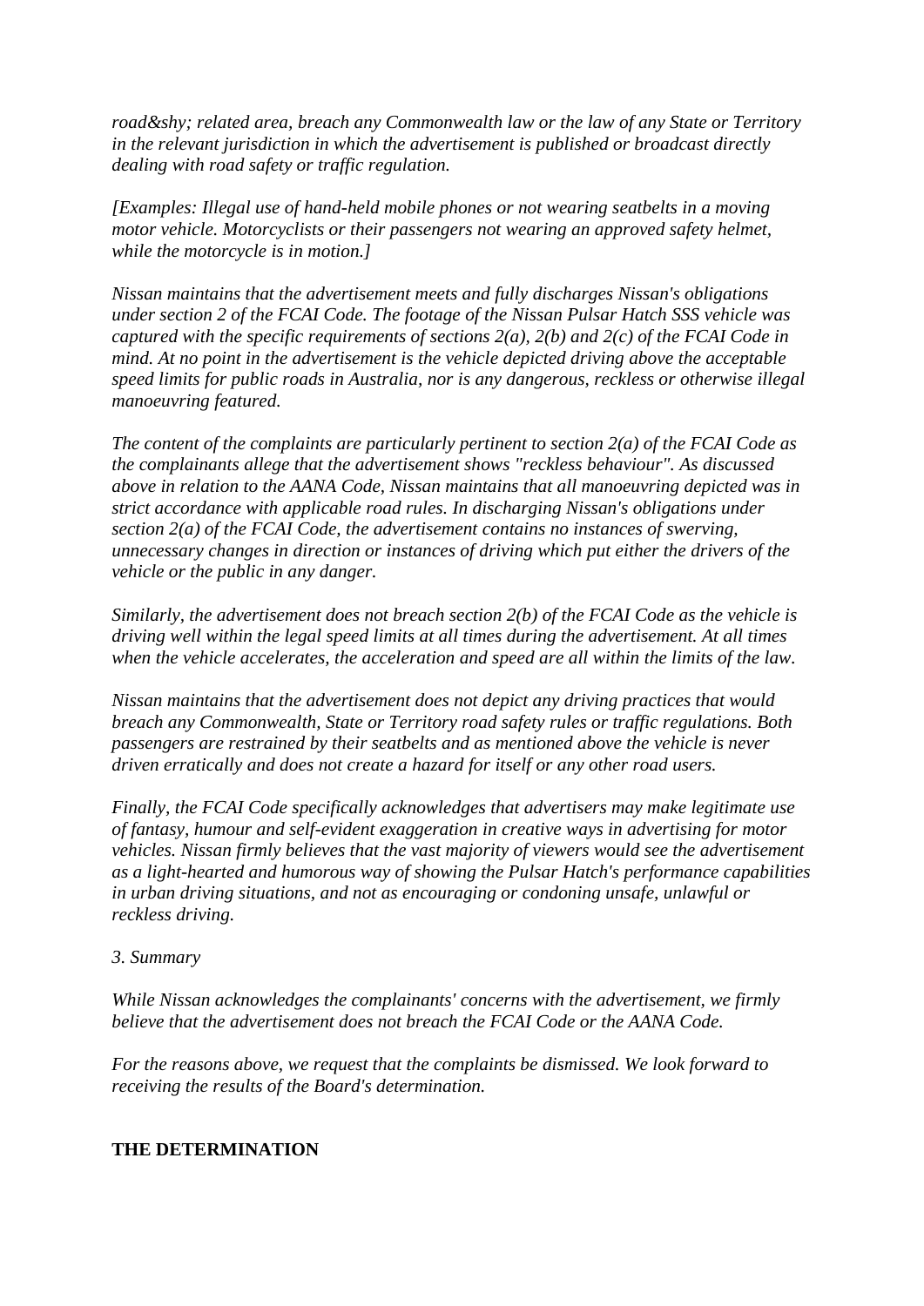*road&shy; related area, breach any Commonwealth law or the law of any State or Territory in the relevant jurisdiction in which the advertisement is published or broadcast directly dealing with road safety or traffic regulation.*

*[Examples: Illegal use of hand-held mobile phones or not wearing seatbelts in a moving motor vehicle. Motorcyclists or their passengers not wearing an approved safety helmet, while the motorcycle is in motion.]*

*Nissan maintains that the advertisement meets and fully discharges Nissan's obligations under section 2 of the FCAI Code. The footage of the Nissan Pulsar Hatch SSS vehicle was captured with the specific requirements of sections 2(a), 2(b) and 2(c) of the FCAI Code in mind. At no point in the advertisement is the vehicle depicted driving above the acceptable speed limits for public roads in Australia, nor is any dangerous, reckless or otherwise illegal manoeuvring featured.*

*The content of the complaints are particularly pertinent to section 2(a) of the FCAI Code as the complainants allege that the advertisement shows "reckless behaviour". As discussed above in relation to the AANA Code, Nissan maintains that all manoeuvring depicted was in strict accordance with applicable road rules. In discharging Nissan's obligations under section 2(a) of the FCAI Code, the advertisement contains no instances of swerving, unnecessary changes in direction or instances of driving which put either the drivers of the vehicle or the public in any danger.*

*Similarly, the advertisement does not breach section 2(b) of the FCAI Code as the vehicle is driving well within the legal speed limits at all times during the advertisement. At all times when the vehicle accelerates, the acceleration and speed are all within the limits of the law.*

*Nissan maintains that the advertisement does not depict any driving practices that would breach any Commonwealth, State or Territory road safety rules or traffic regulations. Both passengers are restrained by their seatbelts and as mentioned above the vehicle is never driven erratically and does not create a hazard for itself or any other road users.*

*Finally, the FCAI Code specifically acknowledges that advertisers may make legitimate use of fantasy, humour and self-evident exaggeration in creative ways in advertising for motor vehicles. Nissan firmly believes that the vast majority of viewers would see the advertisement as a light-hearted and humorous way of showing the Pulsar Hatch's performance capabilities in urban driving situations, and not as encouraging or condoning unsafe, unlawful or reckless driving.*

*3. Summary*

*While Nissan acknowledges the complainants' concerns with the advertisement, we firmly believe that the advertisement does not breach the FCAI Code or the AANA Code.*

*For the reasons above, we request that the complaints be dismissed. We look forward to receiving the results of the Board's determination.*

**THE DETERMINATION**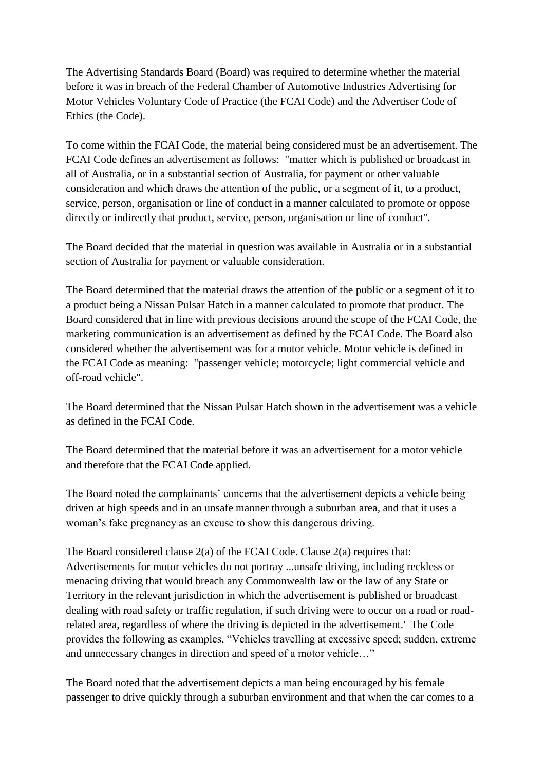The Advertising Standards Board (Board) was required to determine whether the material before it was in breach of the Federal Chamber of Automotive Industries Advertising for Motor Vehicles Voluntary Code of Practice (the FCAI Code) and the Advertiser Code of Ethics (the Code).

To come within the FCAI Code, the material being considered must be an advertisement. The FCAI Code defines an advertisement as follows: "matter which is published or broadcast in all of Australia, or in a substantial section of Australia, for payment or other valuable consideration and which draws the attention of the public, or a segment of it, to a product, service, person, organisation or line of conduct in a manner calculated to promote or oppose directly or indirectly that product, service, person, organisation or line of conduct".

The Board decided that the material in question was available in Australia or in a substantial section of Australia for payment or valuable consideration.

The Board determined that the material draws the attention of the public or a segment of it to a product being a Nissan Pulsar Hatch in a manner calculated to promote that product. The Board considered that in line with previous decisions around the scope of the FCAI Code, the marketing communication is an advertisement as defined by the FCAI Code. The Board also considered whether the advertisement was for a motor vehicle. Motor vehicle is defined in the FCAI Code as meaning: "passenger vehicle; motorcycle; light commercial vehicle and off-road vehicle".

The Board determined that the Nissan Pulsar Hatch shown in the advertisement was a vehicle as defined in the FCAI Code.

The Board determined that the material before it was an advertisement for a motor vehicle and therefore that the FCAI Code applied.

The Board noted the complainants' concerns that the advertisement depicts a vehicle being driven at high speeds and in an unsafe manner through a suburban area, and that it uses a woman's fake pregnancy as an excuse to show this dangerous driving.

The Board considered clause 2(a) of the FCAI Code. Clause 2(a) requires that: Advertisements for motor vehicles do not portray ...unsafe driving, including reckless or menacing driving that would breach any Commonwealth law or the law of any State or Territory in the relevant jurisdiction in which the advertisement is published or broadcast dealing with road safety or traffic regulation, if such driving were to occur on a road or road-related area, regardless of where the driving is depicted in the advertisement.' The Code provides the following as examples, "Vehicles travelling at excessive speed; sudden, extreme and unnecessary changes in direction and speed of a motor vehicle…"

The Board noted that the advertisement depicts a man being encouraged by his female passenger to drive quickly through a suburban environment and that when the car comes to a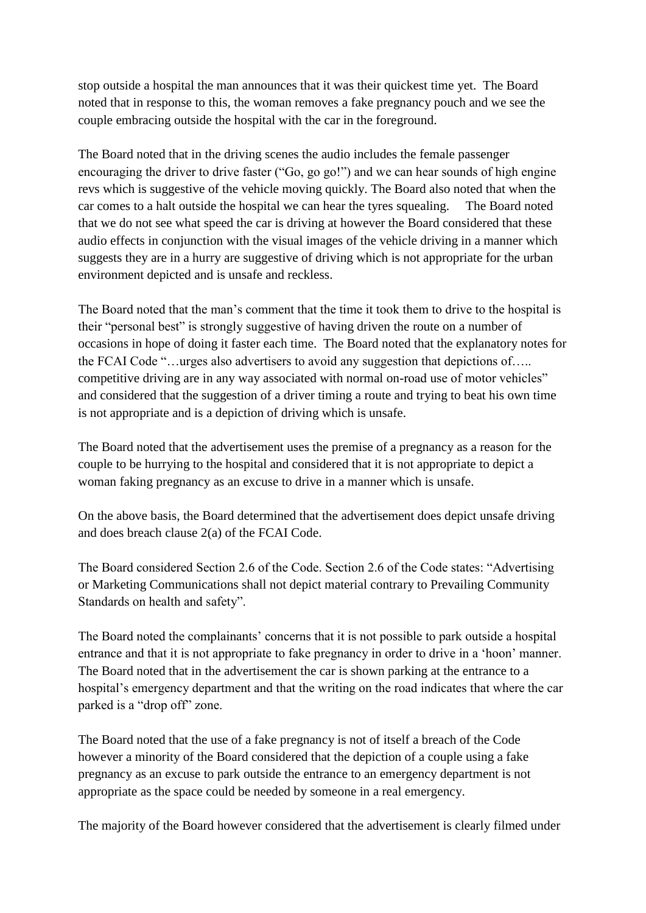stop outside a hospital the man announces that it was their quickest time yet. The Board noted that in response to this, the woman removes a fake pregnancy pouch and we see the couple embracing outside the hospital with the car in the foreground.

The Board noted that in the driving scenes the audio includes the female passenger encouraging the driver to drive faster ("Go, go go!") and we can hear sounds of high engine revs which is suggestive of the vehicle moving quickly. The Board also noted that when the car comes to a halt outside the hospital we can hear the tyres squealing. The Board noted that we do not see what speed the car is driving at however the Board considered that these audio effects in conjunction with the visual images of the vehicle driving in a manner which suggests they are in a hurry are suggestive of driving which is not appropriate for the urban environment depicted and is unsafe and reckless.

The Board noted that the man's comment that the time it took them to drive to the hospital is their "personal best" is strongly suggestive of having driven the route on a number of occasions in hope of doing it faster each time. The Board noted that the explanatory notes for the FCAI Code "…urges also advertisers to avoid any suggestion that depictions of….. competitive driving are in any way associated with normal on-road use of motor vehicles" and considered that the suggestion of a driver timing a route and trying to beat his own time is not appropriate and is a depiction of driving which is unsafe.

The Board noted that the advertisement uses the premise of a pregnancy as a reason for the couple to be hurrying to the hospital and considered that it is not appropriate to depict a woman faking pregnancy as an excuse to drive in a manner which is unsafe.

On the above basis, the Board determined that the advertisement does depict unsafe driving and does breach clause 2(a) of the FCAI Code.

The Board considered Section 2.6 of the Code. Section 2.6 of the Code states: "Advertising or Marketing Communications shall not depict material contrary to Prevailing Community Standards on health and safety".

The Board noted the complainants' concerns that it is not possible to park outside a hospital entrance and that it is not appropriate to fake pregnancy in order to drive in a 'hoon' manner. The Board noted that in the advertisement the car is shown parking at the entrance to a hospital's emergency department and that the writing on the road indicates that where the car parked is a "drop off" zone.

The Board noted that the use of a fake pregnancy is not of itself a breach of the Code however a minority of the Board considered that the depiction of a couple using a fake pregnancy as an excuse to park outside the entrance to an emergency department is not appropriate as the space could be needed by someone in a real emergency.

The majority of the Board however considered that the advertisement is clearly filmed under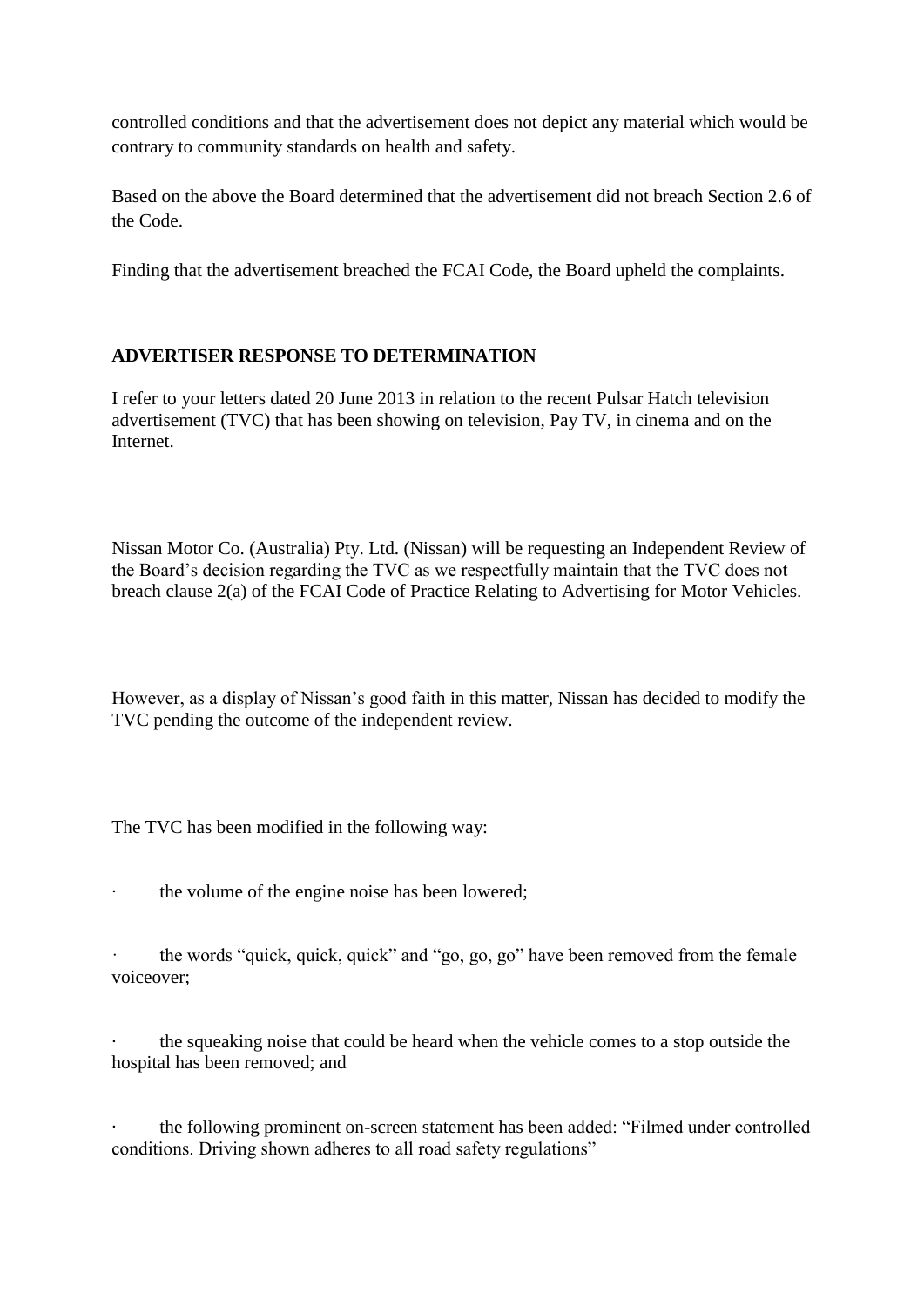controlled conditions and that the advertisement does not depict any material which would be contrary to community standards on health and safety.

Based on the above the Board determined that the advertisement did not breach Section 2.6 of the Code.

Finding that the advertisement breached the FCAI Code, the Board upheld the complaints.

**ADVERTISER RESPONSE TO DETERMINATION**

I refer to your letters dated 20 June 2013 in relation to the recent Pulsar Hatch television advertisement (TVC) that has been showing on television, Pay TV, in cinema and on the Internet.

Nissan Motor Co. (Australia) Pty. Ltd. (Nissan) will be requesting an Independent Review of the Board's decision regarding the TVC as we respectfully maintain that the TVC does not breach clause 2(a) of the FCAI Code of Practice Relating to Advertising for Motor Vehicles.

However, as a display of Nissan's good faith in this matter, Nissan has decided to modify the TVC pending the outcome of the independent review.

The TVC has been modified in the following way:

- the volume of the engine noise has been lowered;
- the words "quick, quick, quick" and "go, go, go" have been removed from the female voiceover;
- the squeaking noise that could be heard when the vehicle comes to a stop outside the hospital has been removed; and
- the following prominent on-screen statement has been added: "Filmed under controlled conditions. Driving shown adheres to all road safety regulations"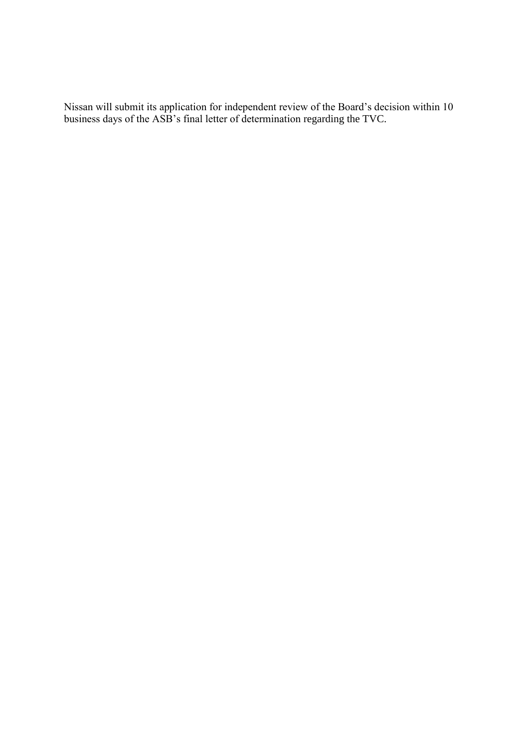Nissan will submit its application for independent review of the Board's decision within 10 business days of the ASB's final letter of determination regarding the TVC.